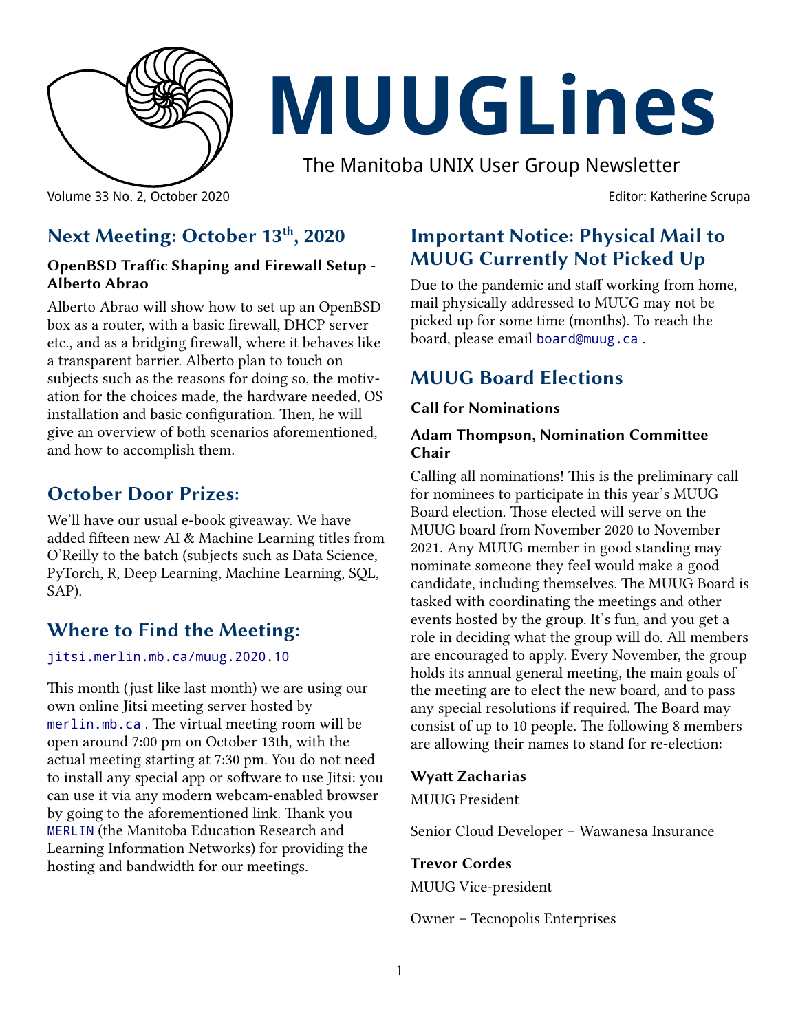# MUUGLines

The Manitoba UNIX User Group Newsletter

Volume 33 No. 2, October 2020

Editor: Katherine Scrupa

## Next Meeting: October 13th, 2020

### OpenBSD Traffic Shaping and Firewall Setup - Alberto Abrao

Alberto Abrao will show how to set up an OpenBSD box as a router, with a basic firewall, DHCP server etc., and as a bridging firewall, where it behaves like a transparent barrier. Alberto plan to touch on subjects such as the reasons for doing so, the motivation for the choices made, the hardware needed, OS installation and basic configuration. Then, he will give an overview of both scenarios aforementioned, and how to accomplish them.

## October Door Prizes:

We'll have our usual e-book giveaway. We have added fifteen new AI & Machine Learning titles from O'Reilly to the batch (subjects such as Data Science, PyTorch, R, Deep Learning, Machine Learning, SQL, SAP).

## Where to Find the Meeting:

jitsi.merlin.mb.ca/muug.2020.10

This month (just like last month) we are using our own online Jitsi meeting server hosted by merlin.mb.ca . The virtual meeting room will be open around 7:00 pm on October 13th, with the actual meeting starting at 7:30 pm. You do not need to install any special app or software to use Jitsi: you can use it via any modern webcam-enabled browser by going to the aforementioned link. Thank you MERLIN (the Manitoba Education Research and Learning Information Networks) for providing the hosting and bandwidth for our meetings.

## Important Notice: Physical Mail to MUUG Currently Not Picked Up

Due to the pandemic and staff working from home, mail physically addressed to MUUG may not be picked up for some time (months). To reach the board, please email board@muug.ca .

## MUUG Board Elections

### Call for Nominations

### Adam Thompson, Nomination Committee Chair

Calling all nominations! This is the preliminary call for nominees to participate in this year's MUUG Board election. Those elected will serve on the MUUG board from November 2020 to November 2021. Any MUUG member in good standing may nominate someone they feel would make a good candidate, including themselves. The MUUG Board is tasked with coordinating the meetings and other events hosted by the group. It's fun, and you get a role in deciding what the group will do. All members are encouraged to apply. Every November, the group holds its annual general meeting, the main goals of the meeting are to elect the new board, and to pass any special resolutions if required. The Board may consist of up to 10 people. The following 8 members are allowing their names to stand for re-election:

**Wyatt Zacharias**

MUUG President

Senior Cloud Developer – Wawanesa Insurance

**Trevor Cordes**

MUUG Vice-president

Owner – Tecnopolis Enterprises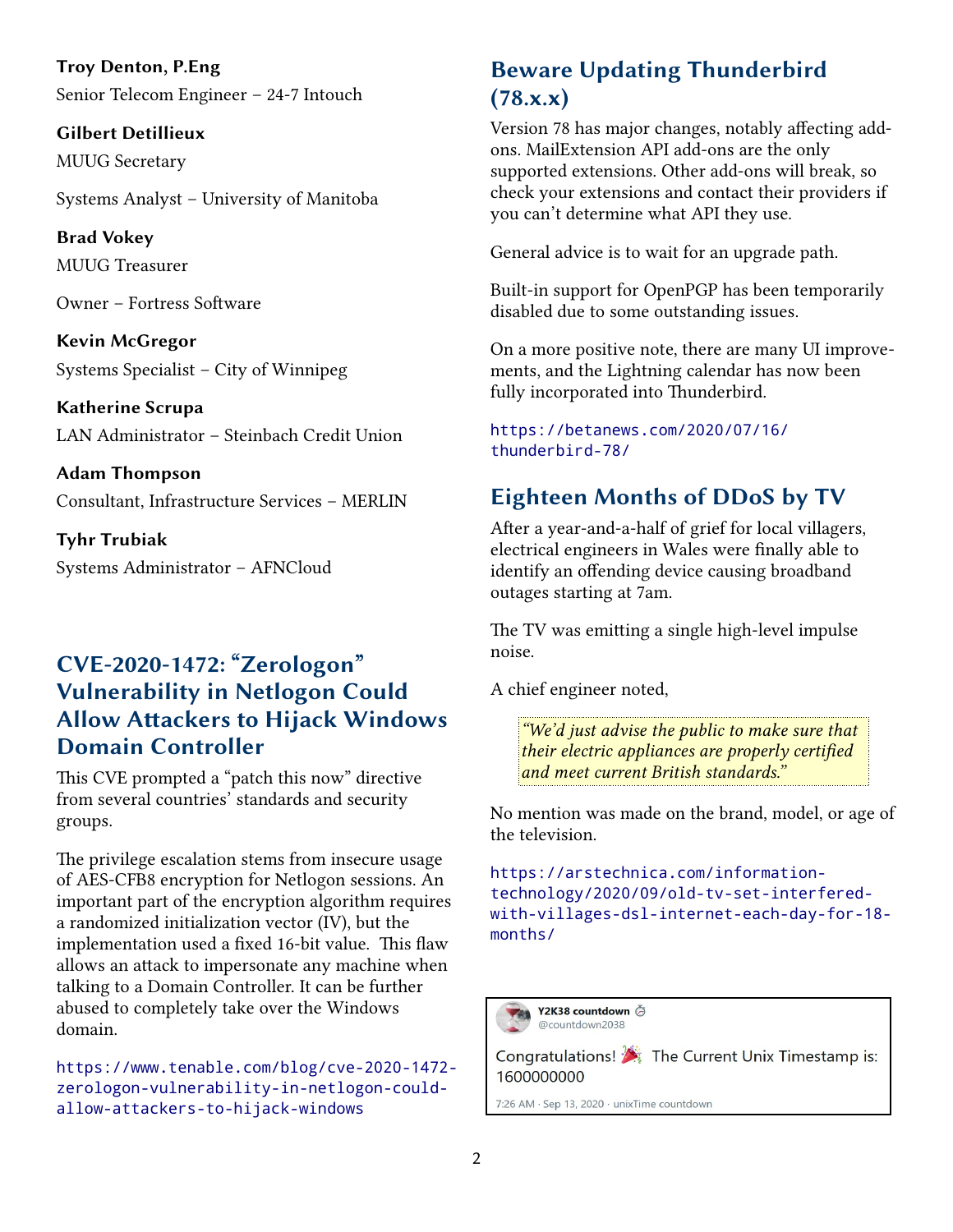**Troy Denton, P.Eng**

Senior Telecom Engineer – 24-7 Intouch

**Gilbert Detillieux**

MUUG Secretary

Systems Analyst – University of Manitoba

**Brad Vokey**

MUUG Treasurer

Owner – Fortress Software

**Kevin McGregor**

Systems Specialist – City of Winnipeg

**Katherine Scrupa**

LAN Administrator – Steinbach Credit Union

**Adam Thompson**

Consultant, Infrastructure Services – MERLIN

**Tyhr Trubiak**

Systems Administrator – AFNCloud

## CVE-2020-1472: "Zerologon" Vulnerability in Netlogon Could Allow Attackers to Hijack Windows Domain Controller

This CVE prompted a "patch this now" directive from several countries' standards and security groups.

The privilege escalation stems from insecure usage of AES-CFB8 encryption for Netlogon sessions. An important part of the encryption algorithm requires a randomized initialization vector (IV), but the implementation used a fixed 16-bit value. This flaw allows an attack to impersonate any machine when talking to a Domain Controller. It can be further abused to completely take over the Windows domain.

https://www.tenable.com/blog/cve-2020-1472-zerologon-vulnerability-in-netlogon-could-allow-attackers-to-hijack-windows

## Beware Updating Thunderbird (78.x.x)

Version 78 has major changes, notably affecting add-ons. MailExtension API add-ons are the only supported extensions. Other add-ons will break, so check your extensions and contact their providers if you can't determine what API they use.

General advice is to wait for an upgrade path.

Built-in support for OpenPGP has been temporarily disabled due to some outstanding issues.

On a more positive note, there are many UI improvements, and the Lightning calendar has now been fully incorporated into Thunderbird.

https://betanews.com/2020/07/16/thunderbird-78/

## Eighteen Months of DDoS by TV

After a year-and-a-half of grief for local villagers, electrical engineers in Wales were finally able to identify an offending device causing broadband outages starting at 7am.

The TV was emitting a single high-level impulse noise.

A chief engineer noted,

> *"We'd just advise the public to make sure that their electric appliances are properly certified and meet current British standards."*

No mention was made on the brand, model, or age of the television.

https://arstechnica.com/information-technology/2020/09/old-tv-set-interfered-with-villages-dsl-internet-each-day-for-18-months/

**Y2K38 countdown** ⏱
@countdown2038

Congratulations! 🎉 The Current Unix Timestamp is: 1600000000

7:26 AM · Sep 13, 2020 · unixTime countdown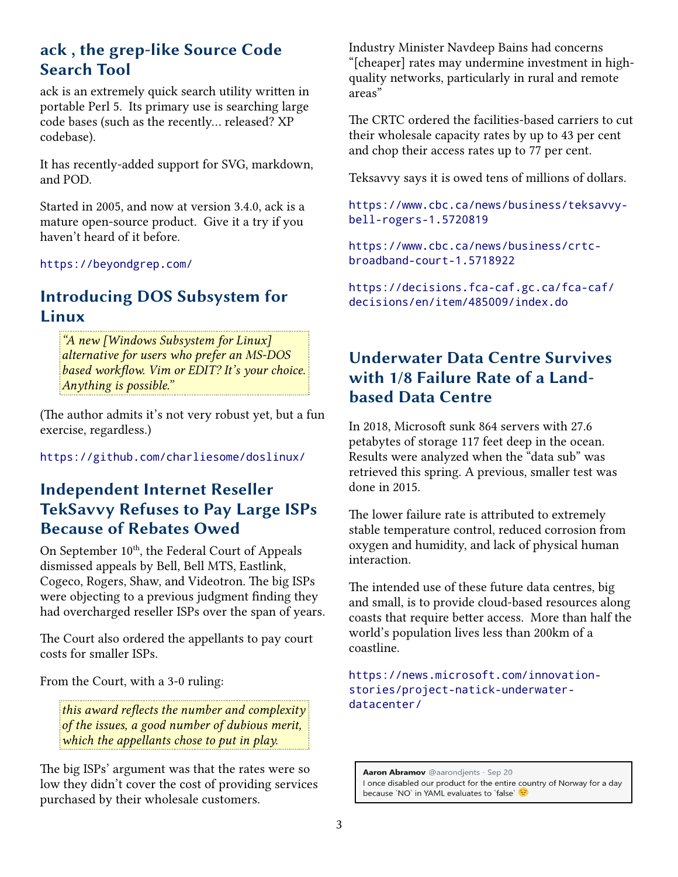## ack , the grep-like Source Code Search Tool

ack is an extremely quick search utility written in portable Perl 5. Its primary use is searching large code bases (such as the recently... released? XP codebase).

It has recently-added support for SVG, markdown, and POD.

Started in 2005, and now at version 3.4.0, ack is a mature open-source product. Give it a try if you haven't heard of it before.

https://beyondgrep.com/

## Introducing DOS Subsystem for Linux

> *"A new [Windows Subsystem for Linux] alternative for users who prefer an MS-DOS based workflow. Vim or EDIT? It's your choice. Anything is possible."*

(The author admits it's not very robust yet, but a fun exercise, regardless.)

https://github.com/charliesome/doslinux/

## Independent Internet Reseller TekSavvy Refuses to Pay Large ISPs Because of Rebates Owed

On September 10th, the Federal Court of Appeals dismissed appeals by Bell, Bell MTS, Eastlink, Cogeco, Rogers, Shaw, and Videotron. The big ISPs were objecting to a previous judgment finding they had overcharged reseller ISPs over the span of years.

The Court also ordered the appellants to pay court costs for smaller ISPs.

From the Court, with a 3-0 ruling:

> *this award reflects the number and complexity of the issues, a good number of dubious merit, which the appellants chose to put in play.*

The big ISPs' argument was that the rates were so low they didn't cover the cost of providing services purchased by their wholesale customers.

Industry Minister Navdeep Bains had concerns "[cheaper] rates may undermine investment in high-quality networks, particularly in rural and remote areas"

The CRTC ordered the facilities-based carriers to cut their wholesale capacity rates by up to 43 per cent and chop their access rates up to 77 per cent.

Teksavvy says it is owed tens of millions of dollars.

https://www.cbc.ca/news/business/teksavvy-bell-rogers-1.5720819

https://www.cbc.ca/news/business/crtc-broadband-court-1.5718922

https://decisions.fca-caf.gc.ca/fca-caf/decisions/en/item/485009/index.do

## Underwater Data Centre Survives with 1/8 Failure Rate of a Land-based Data Centre

In 2018, Microsoft sunk 864 servers with 27.6 petabytes of storage 117 feet deep in the ocean. Results were analyzed when the "data sub" was retrieved this spring. A previous, smaller test was done in 2015.

The lower failure rate is attributed to extremely stable temperature control, reduced corrosion from oxygen and humidity, and lack of physical human interaction.

The intended use of these future data centres, big and small, is to provide cloud-based resources along coasts that require better access. More than half the world's population lives less than 200km of a coastline.

https://news.microsoft.com/innovation-stories/project-natick-underwater-datacenter/

> **Aaron Abramov** @aarondjents · Sep 20
> I once disabled our product for the entire country of Norway for a day because `NO` in YAML evaluates to `false` 😔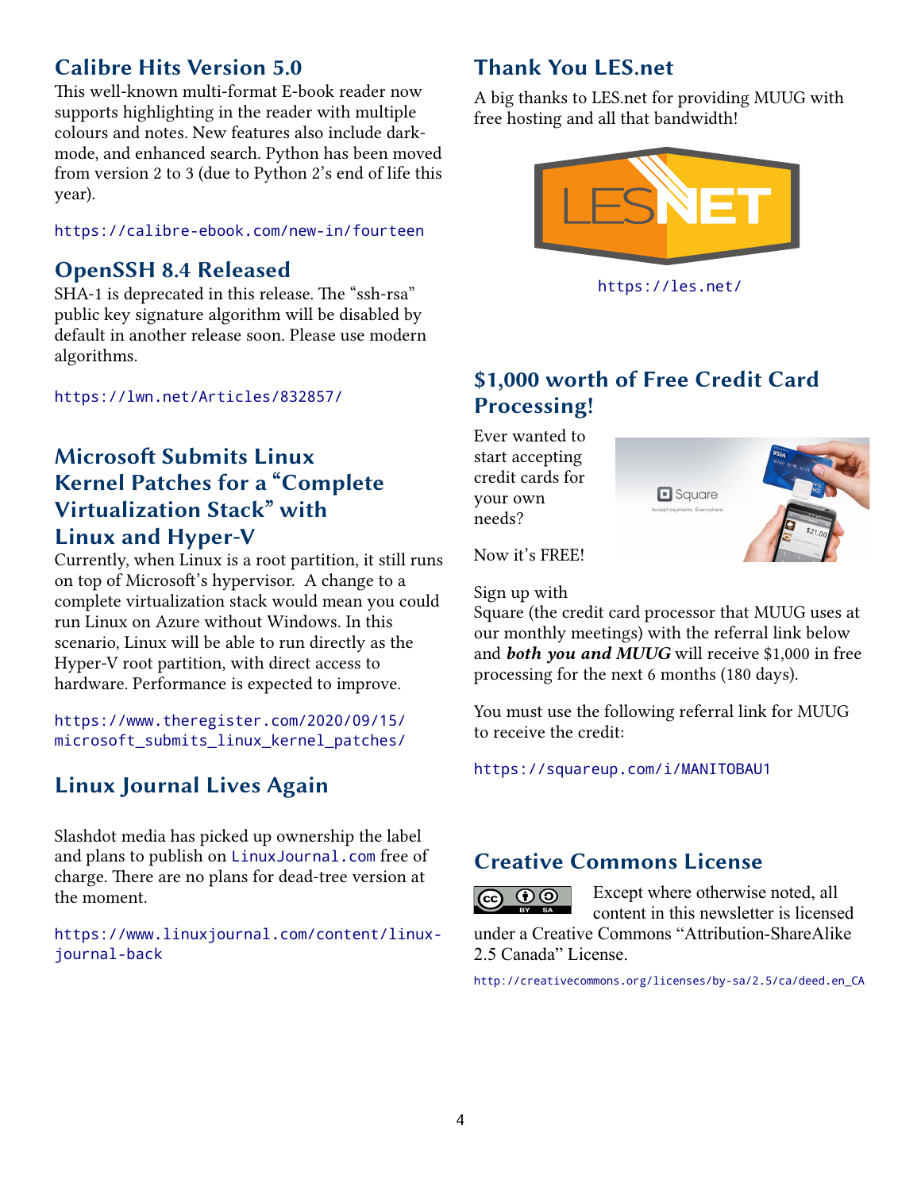## Calibre Hits Version 5.0

This well-known multi-format E-book reader now supports highlighting in the reader with multiple colours and notes. New features also include dark-mode, and enhanced search. Python has been moved from version 2 to 3 (due to Python 2's end of life this year).

https://calibre-ebook.com/new-in/fourteen

## OpenSSH 8.4 Released

SHA-1 is deprecated in this release. The "ssh-rsa" public key signature algorithm will be disabled by default in another release soon. Please use modern algorithms.

https://lwn.net/Articles/832857/

## Microsoft Submits Linux Kernel Patches for a "Complete Virtualization Stack" with Linux and Hyper-V

Currently, when Linux is a root partition, it still runs on top of Microsoft's hypervisor. A change to a complete virtualization stack would mean you could run Linux on Azure without Windows. In this scenario, Linux will be able to run directly as the Hyper-V root partition, with direct access to hardware. Performance is expected to improve.

https://www.theregister.com/2020/09/15/microsoft_submits_linux_kernel_patches/

## Linux Journal Lives Again

Slashdot media has picked up ownership the label and plans to publish on LinuxJournal.com free of charge. There are no plans for dead-tree version at the moment.

https://www.linuxjournal.com/content/linux-journal-back

## Thank You LES.net

A big thanks to LES.net for providing MUUG with free hosting and all that bandwidth!

https://les.net/

## $1,000 worth of Free Credit Card Processing!

Ever wanted to start accepting credit cards for your own needs?

Now it's FREE!

Sign up with Square (the credit card processor that MUUG uses at our monthly meetings) with the referral link below and ***both you and MUUG*** will receive $1,000 in free processing for the next 6 months (180 days).

You must use the following referral link for MUUG to receive the credit:

https://squareup.com/i/MANITOBAU1

## Creative Commons License

Except where otherwise noted, all content in this newsletter is licensed under a Creative Commons "Attribution-ShareAlike 2.5 Canada" License.

http://creativecommons.org/licenses/by-sa/2.5/ca/deed.en_CA